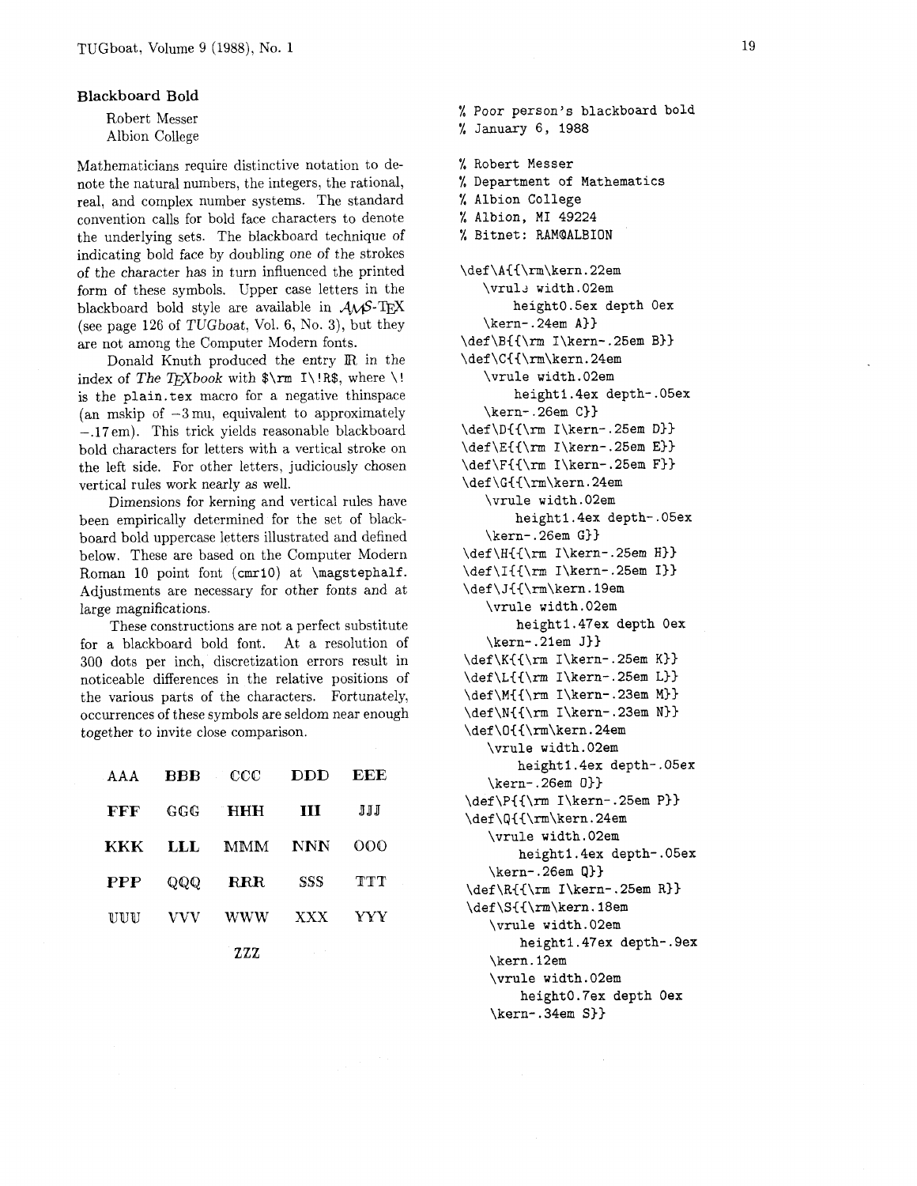## Blackboard Bold

Robert Messer
Albion College

Mathematicians require distinctive notation to denote the natural numbers, the integers, the rational, real, and complex number systems. The standard convention calls for bold face characters to denote the underlying sets. The blackboard technique of indicating bold face by doubling one of the strokes of the character has in turn influenced the printed form of these symbols. Upper case letters in the blackboard bold style are available in $\mathcal{A}\!\mathcal{M}\!\mathcal{S}$-TEX (see page 126 of *TUGboat*, Vol. 6, No. 3), but they are not among the Computer Modern fonts.

Donald Knuth produced the entry IR in the index of *The TEXbook* with `$\rm I\!R$`, where `\!` is the `plain.tex` macro for a negative thinspace (an mskip of −3 mu, equivalent to approximately −.17 em). This trick yields reasonable blackboard bold characters for letters with a vertical stroke on the left side. For other letters, judiciously chosen vertical rules work nearly as well.

Dimensions for kerning and vertical rules have been empirically determined for the set of blackboard bold uppercase letters illustrated and defined below. These are based on the Computer Modern Roman 10 point font (cmr10) at `\magstephalf`. Adjustments are necessary for other fonts and at large magnifications.

These constructions are not a perfect substitute for a blackboard bold font. At a resolution of 300 dots per inch, discretization errors result in noticeable differences in the relative positions of the various parts of the characters. Fortunately, occurrences of these symbols are seldom near enough together to invite close comparison.

| | | | | |
|---|---|---|---|---|
| AAA | BBB | CCC | DDD | EEE |
| FFF | GGG | HHH | III | JJJ |
| KKK | LLL | MMM | NNN | OOO |
| PPP | QQQ | RRR | SSS | TTT |
| UUU | VVV | WWW | XXX | YYY |
| | | ZZZ | | |

```
% Poor person's blackboard bold
% January 6, 1988

% Robert Messer
% Department of Mathematics
% Albion College
% Albion, MI 49224
% Bitnet: RAM@ALBION

\def\A{{\rm\kern.22em
   \vrule width.02em
      height0.5ex depth 0ex
   \kern-.24em A}}
\def\B{{\rm I\kern-.25em B}}
\def\C{{\rm\kern.24em
   \vrule width.02em
      height1.4ex depth-.05ex
   \kern-.26em C}}
\def\D{{\rm I\kern-.25em D}}
\def\E{{\rm I\kern-.25em E}}
\def\F{{\rm I\kern-.25em F}}
\def\G{{\rm\kern.24em
   \vrule width.02em
      height1.4ex depth-.05ex
   \kern-.26em G}}
\def\H{{\rm I\kern-.25em H}}
\def\I{{\rm I\kern-.25em I}}
\def\J{{\rm\kern.19em
   \vrule width.02em
      height1.47ex depth 0ex
   \kern-.21em J}}
\def\K{{\rm I\kern-.25em K}}
\def\L{{\rm I\kern-.25em L}}
\def\M{{\rm I\kern-.23em M}}
\def\N{{\rm I\kern-.23em N}}
\def\O{{\rm\kern.24em
   \vrule width.02em
      height1.4ex depth-.05ex
   \kern-.26em O}}
\def\P{{\rm I\kern-.25em P}}
\def\Q{{\rm\kern.24em
   \vrule width.02em
      height1.4ex depth-.05ex
   \kern-.26em Q}}
\def\R{{\rm I\kern-.25em R}}
\def\S{{\rm\kern.18em
   \vrule width.02em
      height1.47ex depth-.9ex
   \kern.12em
   \vrule width.02em
      height0.7ex depth 0ex
   \kern-.34em S}}
```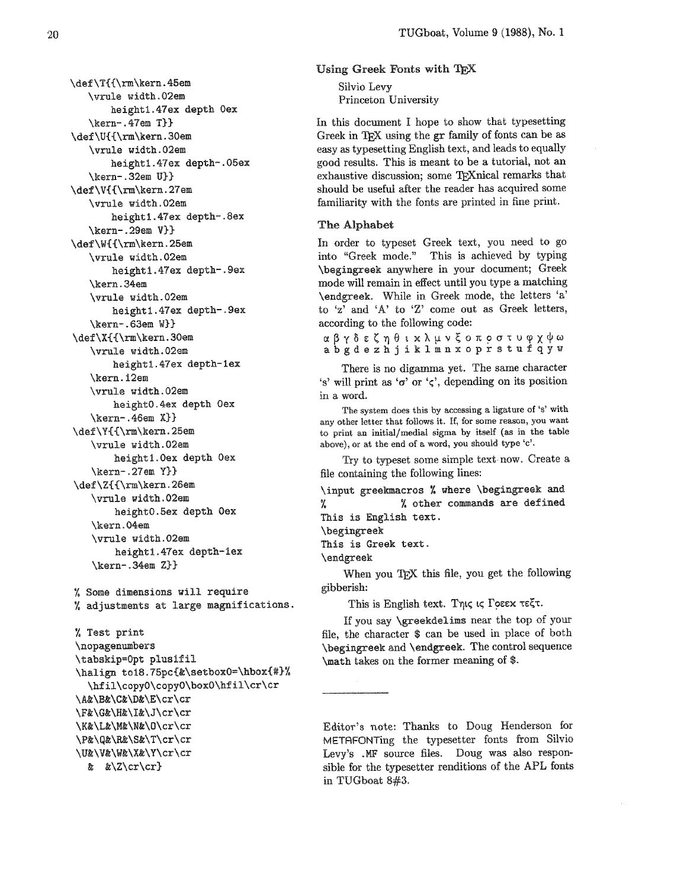```
\def\T{{\rm\kern.45em
   \vrule width.02em
      height1.47ex depth 0ex
   \kern-.47em T}}
\def\U{{\rm\kern.30em
   \vrule width.02em
      height1.47ex depth-.05ex
   \kern-.32em U}}
\def\V{{\rm\kern.27em
   \vrule width.02em
      height1.47ex depth-.8ex
   \kern-.29em V}}
\def\W{{\rm\kern.25em
   \vrule width.02em
      height1.47ex depth-.9ex
   \kern.34em
   \vrule width.02em
      height1.47ex depth-.9ex
   \kern-.63em W}}
\def\X{{\rm\kern.30em
   \vrule width.02em
      height1.47ex depth-1ex
   \kern.12em
   \vrule width.02em
      height0.4ex depth 0ex
   \kern-.46em X}}
\def\Y{{\rm\kern.25em
   \vrule width.02em
      height1.0ex depth 0ex
   \kern-.27em Y}}
\def\Z{{\rm\kern.26em
   \vrule width.02em
      height0.5ex depth 0ex
   \kern.04em
   \vrule width.02em
      height1.47ex depth-1ex
   \kern-.34em Z}}

% Some dimensions will require
% adjustments at large magnifications.

% Test print
\nopagenumbers
\tabskip=0pt plus1fil
\halign to18.75pc{&\setbox0=\hbox{#}%
  \hfil\copy0\copy0\box0\hfil\cr\cr
\A&\B&\C&\D&\E\cr\cr
\F&\G&\H&\I&\J\cr\cr
\K&\L&\M&\N&\O\cr\cr
\P&\Q&\R&\S&\T\cr\cr
\U&\V&\W&\X&\Y\cr\cr
  &  &\Z\cr\cr}
```

## Using Greek Fonts with TeX

Silvio Levy
Princeton University

In this document I hope to show that typesetting Greek in TeX using the **gr** family of fonts can be as easy as typesetting English text, and leads to equally good results. This is meant to be a tutorial, not an exhaustive discussion; some TeXnical remarks that should be useful after the reader has acquired some familiarity with the fonts are printed in fine print.

### The Alphabet

In order to typeset Greek text, you need to go into "Greek mode." This is achieved by typing `\begingreek` anywhere in your document; Greek mode will remain in effect until you type a matching `\endgreek`. While in Greek mode, the letters 'a' to 'z' and 'A' to 'Z' come out as Greek letters, according to the following code:

α β γ δ ε ζ η θ ι κ λ μ ν ξ ο π ρ σ τ υ φ χ ψ ω
a b g d e z h j i k l m n x o p r s t u f q y w

There is no digamma yet. The same character 's' will print as 'σ' or 'ς', depending on its position in a word.

The system does this by accessing a ligature of 's' with any other letter that follows it. If, for some reason, you want to print an initial/medial sigma by itself (as in the table above), or at the end of a word, you should type 'c'.

Try to typeset some simple text now. Create a file containing the following lines:

```
\input greekmacros % where \begingreek and
%               % other commands are defined
This is English text.
\begingreek
This is Greek text.
\endgreek
```

When you TeX this file, you get the following gibberish:

This is English text. Τηις ις Γρεεκ τεξτ.

If you say `\greekdelims` near the top of your file, the character $ can be used in place of both `\begingreek` and `\endgreek`. The control sequence `\math` takes on the former meaning of $.

---

Editor's note: Thanks to Doug Henderson for METAFONTing the typesetter fonts from Silvio Levy's .MF source files. Doug was also responsible for the typesetter renditions of the APL fonts in TUGboat 8#3.